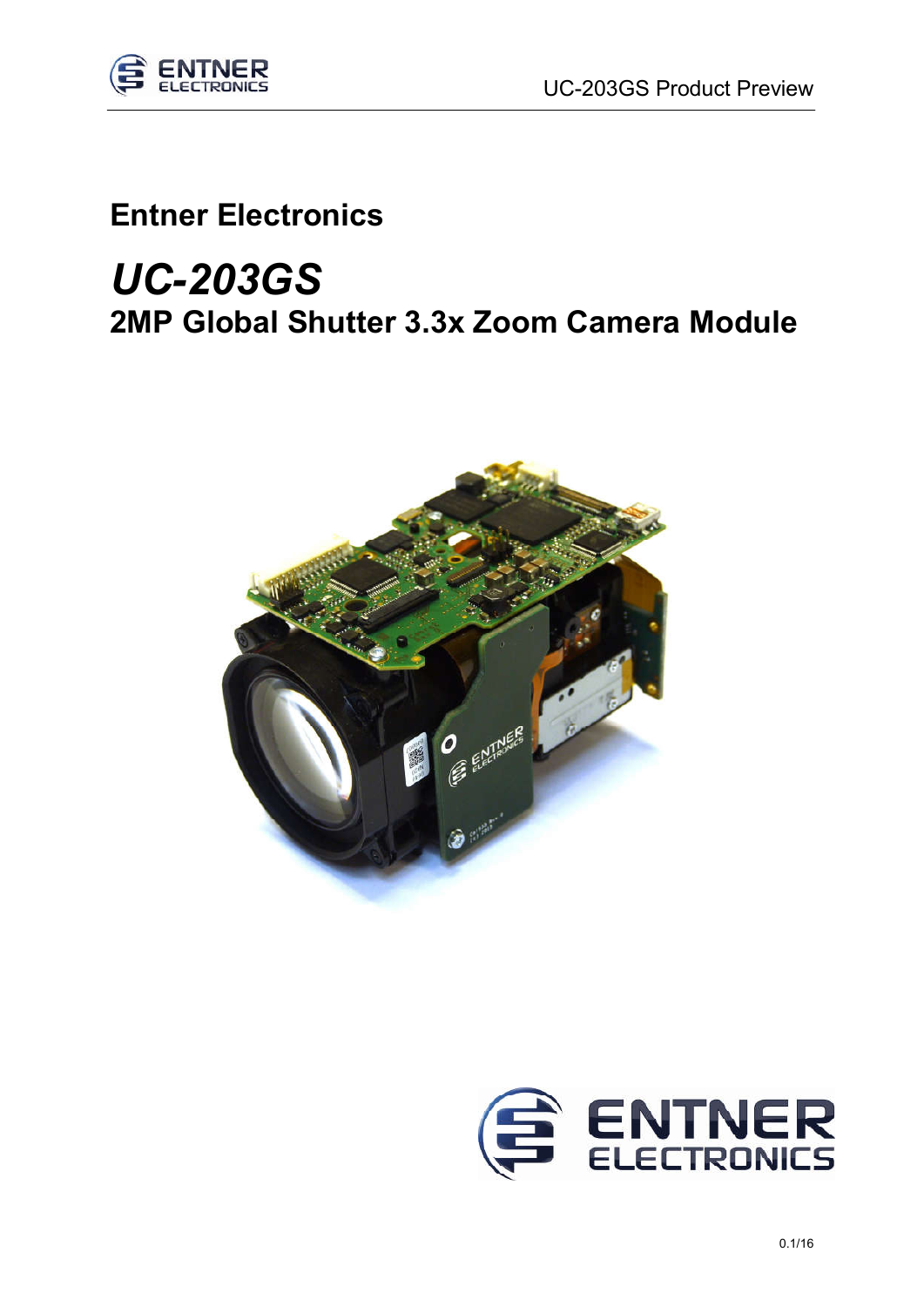**Entner Electronics**

# *UC-203GS*

## 2MP Global Shutter 3.3x Zoom Camera Module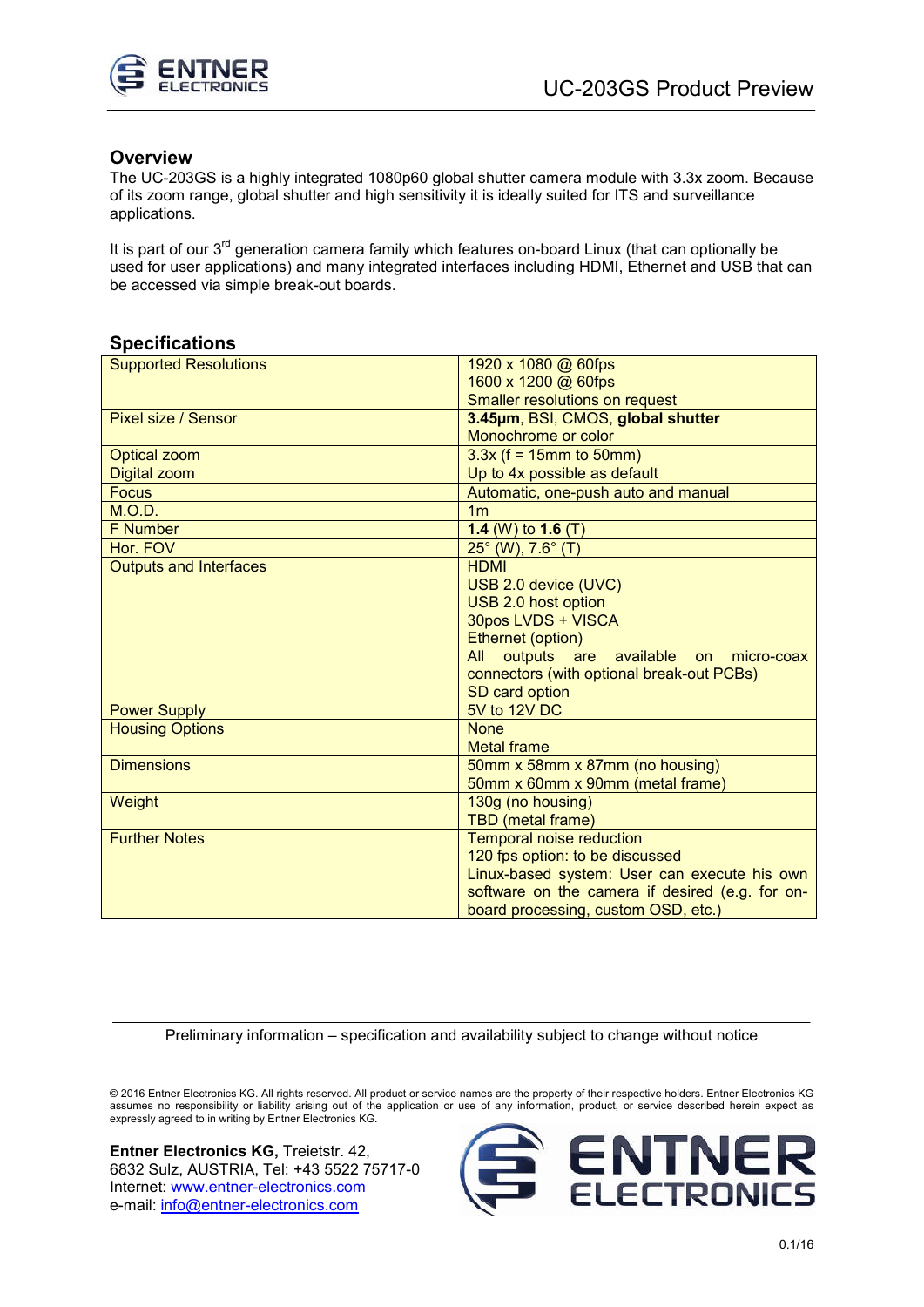## Overview

The UC-203GS is a highly integrated 1080p60 global shutter camera module with 3.3x zoom. Because of its zoom range, global shutter and high sensitivity it is ideally suited for ITS and surveillance applications.

It is part of our 3rd generation camera family which features on-board Linux (that can optionally be used for user applications) and many integrated interfaces including HDMI, Ethernet and USB that can be accessed via simple break-out boards.

## Specifications

| | |
|---|---|
| Supported Resolutions | 1920 x 1080 @ 60fps<br>1600 x 1200 @ 60fps<br>Smaller resolutions on request |
| Pixel size / Sensor | **3.45µm**, BSI, CMOS, **global shutter**<br>Monochrome or color |
| Optical zoom | 3.3x (f = 15mm to 50mm) |
| Digital zoom | Up to 4x possible as default |
| Focus | Automatic, one-push auto and manual |
| M.O.D. | 1m |
| F Number | **1.4** (W) to **1.6** (T) |
| Hor. FOV | 25° (W), 7.6° (T) |
| Outputs and Interfaces | HDMI<br>USB 2.0 device (UVC)<br>USB 2.0 host option<br>30pos LVDS + VISCA<br>Ethernet (option)<br>All outputs are available on micro-coax connectors (with optional break-out PCBs)<br>SD card option |
| Power Supply | 5V to 12V DC |
| Housing Options | None<br>Metal frame |
| Dimensions | 50mm x 58mm x 87mm (no housing)<br>50mm x 60mm x 90mm (metal frame) |
| Weight | 130g (no housing)<br>TBD (metal frame) |
| Further Notes | Temporal noise reduction<br>120 fps option: to be discussed<br>Linux-based system: User can execute his own software on the camera if desired (e.g. for on-board processing, custom OSD, etc.) |

Preliminary information – specification and availability subject to change without notice

© 2016 Entner Electronics KG. All rights reserved. All product or service names are the property of their respective holders. Entner Electronics KG assumes no responsibility or liability arising out of the application or use of any information, product, or service described herein expect as expressly agreed to in writing by Entner Electronics KG.

**Entner Electronics KG,** Treietstr. 42,
6832 Sulz, AUSTRIA, Tel: +43 5522 75717-0
Internet: www.entner-electronics.com
e-mail: info@entner-electronics.com